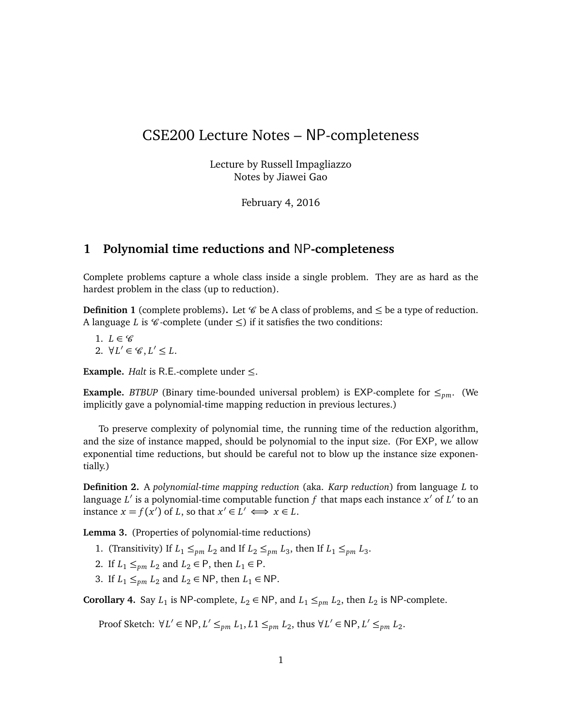# CSE200 Lecture Notes – NP-completeness

Lecture by Russell Impagliazzo
Notes by Jiawei Gao

February 4, 2016

## 1 Polynomial time reductions and NP-completeness

Complete problems capture a whole class inside a single problem. They are as hard as the hardest problem in the class (up to reduction).

**Definition 1** (complete problems)**.** Let $\mathscr{C}$ be A class of problems, and $\le$ be a type of reduction. A language $L$ is $\mathscr{C}$-complete (under $\le$) if it satisfies the two conditions:

1. $L \in \mathscr{C}$
2. $\forall L' \in \mathscr{C}, L' \le L$.

**Example.** *Halt* is R.E.-complete under $\le$.

**Example.** *BTBUP* (Binary time-bounded universal problem) is EXP-complete for $\le_{pm}$. (We implicitly gave a polynomial-time mapping reduction in previous lectures.)

To preserve complexity of polynomial time, the running time of the reduction algorithm, and the size of instance mapped, should be polynomial to the input size. (For EXP, we allow exponential time reductions, but should be careful not to blow up the instance size exponentially.)

**Definition 2.** A *polynomial-time mapping reduction* (aka. *Karp reduction*) from language $L$ to language $L'$ is a polynomial-time computable function $f$ that maps each instance $x'$ of $L'$ to an instance $x = f(x')$ of $L$, so that $x' \in L' \iff x \in L$.

**Lemma 3.** (Properties of polynomial-time reductions)

1. (Transitivity) If $L_1 \le_{pm} L_2$ and If $L_2 \le_{pm} L_3$, then If $L_1 \le_{pm} L_3$.
2. If $L_1 \le_{pm} L_2$ and $L_2 \in \mathsf{P}$, then $L_1 \in \mathsf{P}$.
3. If $L_1 \le_{pm} L_2$ and $L_2 \in \mathsf{NP}$, then $L_1 \in \mathsf{NP}$.

**Corollary 4.** Say $L_1$ is NP-complete, $L_2 \in \mathsf{NP}$, and $L_1 \le_{pm} L_2$, then $L_2$ is NP-complete.

Proof Sketch: $\forall L' \in \mathsf{NP}, L' \le_{pm} L_1, L1 \le_{pm} L_2$, thus $\forall L' \in \mathsf{NP}, L' \le_{pm} L_2$.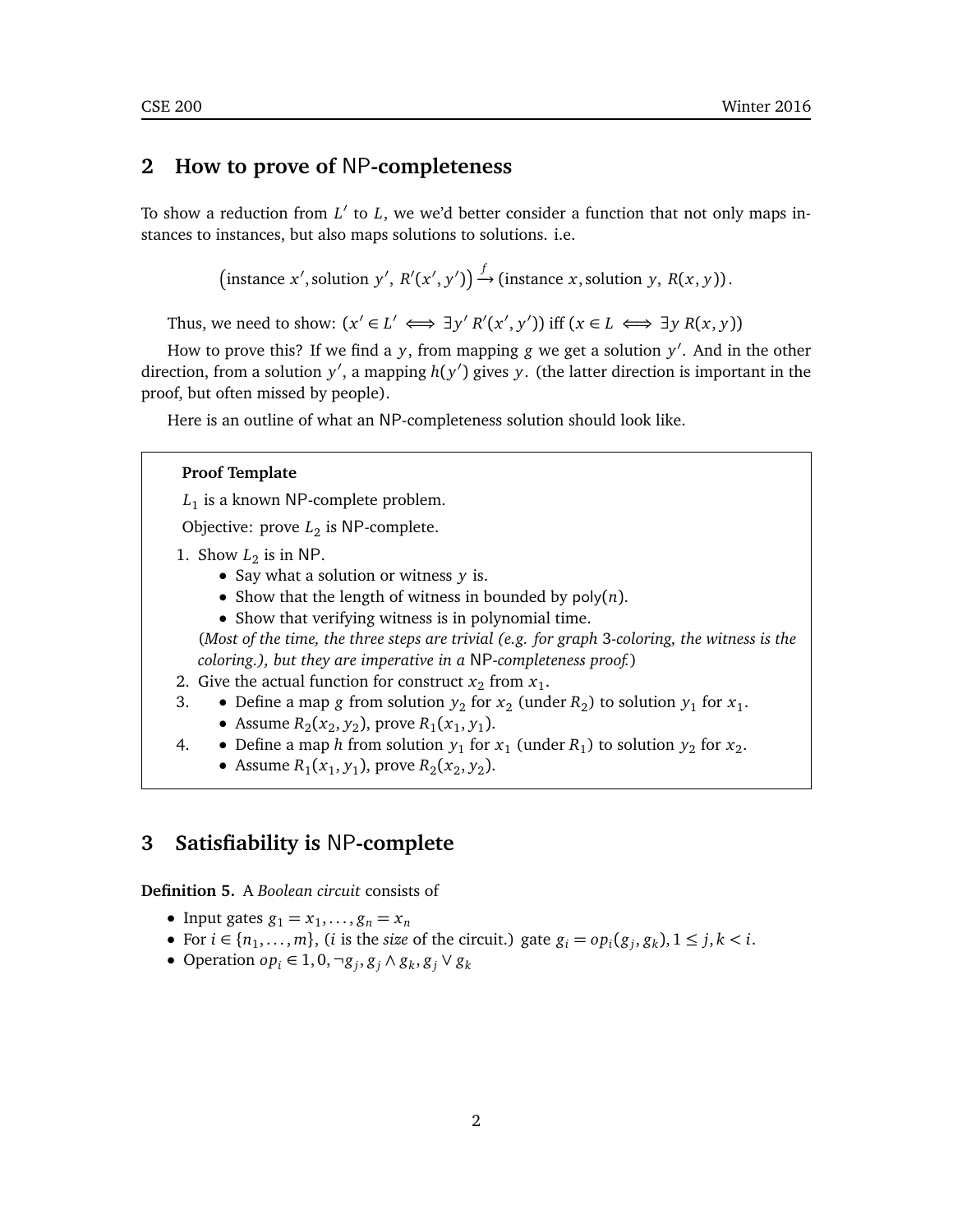## 2 How to prove of NP-completeness

To show a reduction from $L'$ to $L$, we we'd better consider a function that not only maps instances to instances, but also maps solutions to solutions. i.e.

$$\left(\text{instance } x', \text{solution } y',\ R'(x', y')\right) \xrightarrow{f} (\text{instance } x, \text{solution } y,\ R(x, y)).$$

Thus, we need to show: $(x' \in L' \iff \exists y' \, R'(x', y'))$ iff $(x \in L \iff \exists y \, R(x, y))$

How to prove this? If we find a $y$, from mapping $g$ we get a solution $y'$. And in the other direction, from a solution $y'$, a mapping $h(y')$ gives $y$. (the latter direction is important in the proof, but often missed by people).

Here is an outline of what an NP-completeness solution should look like.

> **Proof Template**
>
> $L_1$ is a known NP-complete problem.
>
> Objective: prove $L_2$ is NP-complete.
>
> 1. Show $L_2$ is in NP.
>    - Say what a solution or witness $y$ is.
>    - Show that the length of witness in bounded by $\mathsf{poly}(n)$.
>    - Show that verifying witness is in polynomial time.
>
>    (*Most of the time, the three steps are trivial (e.g. for graph 3-coloring, the witness is the coloring.), but they are imperative in a NP-completeness proof.*)
> 2. Give the actual function for construct $x_2$ from $x_1$.
> 3. 
>    - Define a map $g$ from solution $y_2$ for $x_2$ (under $R_2$) to solution $y_1$ for $x_1$.
>    - Assume $R_2(x_2, y_2)$, prove $R_1(x_1, y_1)$.
> 4. 
>    - Define a map $h$ from solution $y_1$ for $x_1$ (under $R_1$) to solution $y_2$ for $x_2$.
>    - Assume $R_1(x_1, y_1)$, prove $R_2(x_2, y_2)$.

## 3 Satisfiability is NP-complete

**Definition 5.** A *Boolean circuit* consists of

- Input gates $g_1 = x_1, \ldots, g_n = x_n$
- For $i \in \{n_1, \ldots, m\}$, ($i$ is the *size* of the circuit.) gate $g_i = op_i(g_j, g_k), 1 \le j, k < i$.
- Operation $op_i \in 1, 0, \neg g_j, g_j \wedge g_k, g_j \vee g_k$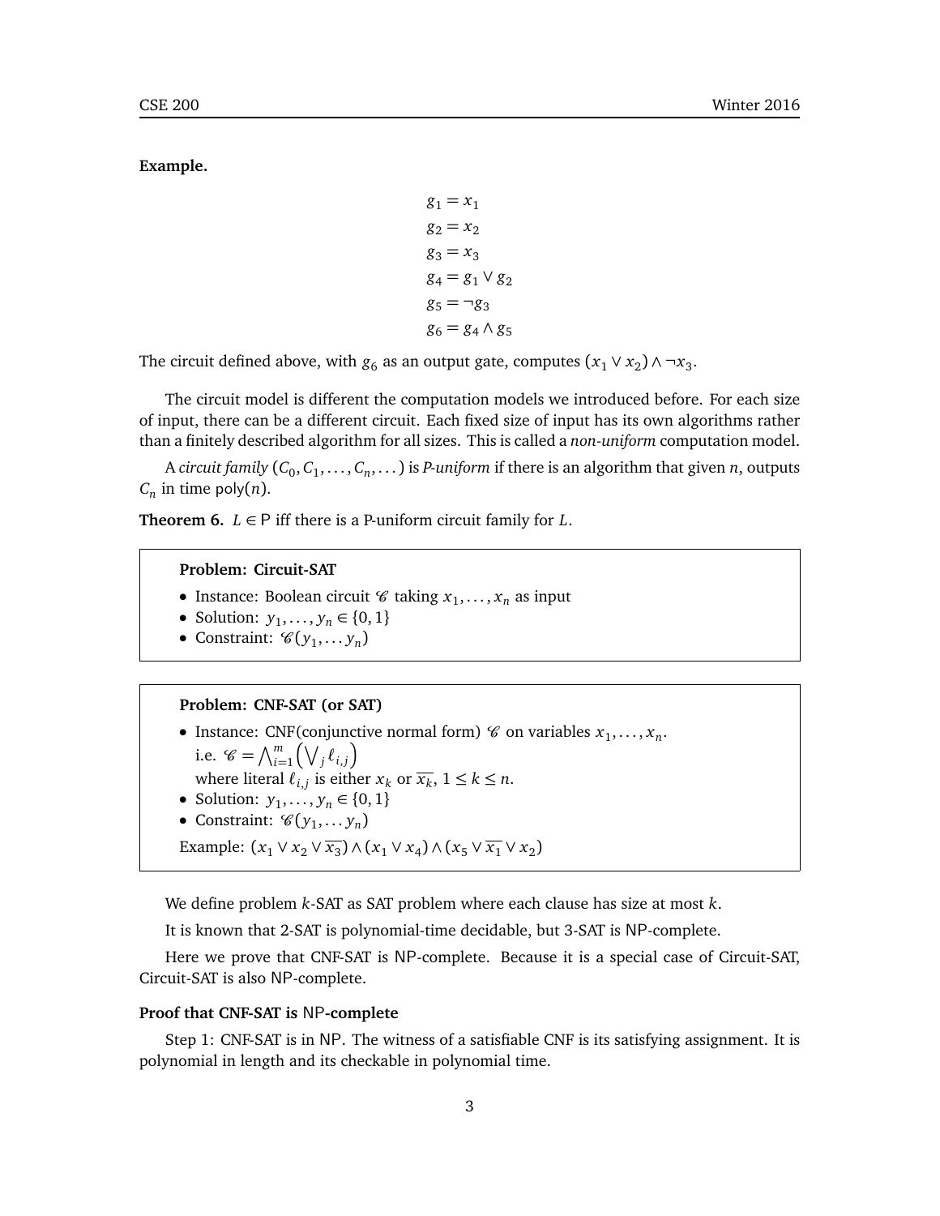**Example.**

$$
\begin{aligned}
g_1 &= x_1 \\
g_2 &= x_2 \\
g_3 &= x_3 \\
g_4 &= g_1 \vee g_2 \\
g_5 &= \neg g_3 \\
g_6 &= g_4 \wedge g_5
\end{aligned}
$$

The circuit defined above, with $g_6$ as an output gate, computes $(x_1 \vee x_2) \wedge \neg x_3$.

The circuit model is different the computation models we introduced before. For each size of input, there can be a different circuit. Each fixed size of input has its own algorithms rather than a finitely described algorithm for all sizes. This is called a *non-uniform* computation model.

A *circuit family* $(C_0, C_1, \ldots, C_n, \ldots)$ is *P-uniform* if there is an algorithm that given $n$, outputs $C_n$ in time $\mathsf{poly}(n)$.

**Theorem 6.** *$L \in \mathsf{P}$ iff there is a P-uniform circuit family for $L$.*

> **Problem: Circuit-SAT**
>
> - Instance: Boolean circuit $\mathscr{C}$ taking $x_1, \ldots, x_n$ as input
> - Solution: $y_1, \ldots, y_n \in \{0, 1\}$
> - Constraint: $\mathscr{C}(y_1, \ldots y_n)$

> **Problem: CNF-SAT (or SAT)**
>
> - Instance: CNF(conjunctive normal form) $\mathscr{C}$ on variables $x_1, \ldots, x_n$.
>   i.e. $\mathscr{C} = \bigwedge_{i=1}^{m} \left( \bigvee_j \ell_{i,j} \right)$
>   where literal $\ell_{i,j}$ is either $x_k$ or $\overline{x_k}$, $1 \leq k \leq n$.
> - Solution: $y_1, \ldots, y_n \in \{0, 1\}$
> - Constraint: $\mathscr{C}(y_1, \ldots y_n)$
>
> Example: $(x_1 \vee x_2 \vee \overline{x_3}) \wedge (x_1 \vee x_4) \wedge (x_5 \vee \overline{x_1} \vee x_2)$

We define problem $k$-SAT as SAT problem where each clause has size at most $k$.

It is known that 2-SAT is polynomial-time decidable, but 3-SAT is $\mathsf{NP}$-complete.

Here we prove that CNF-SAT is $\mathsf{NP}$-complete. Because it is a special case of Circuit-SAT, Circuit-SAT is also $\mathsf{NP}$-complete.

**Proof that CNF-SAT is $\mathsf{NP}$-complete**

Step 1: CNF-SAT is in $\mathsf{NP}$. The witness of a satisfiable CNF is its satisfying assignment. It is polynomial in length and its checkable in polynomial time.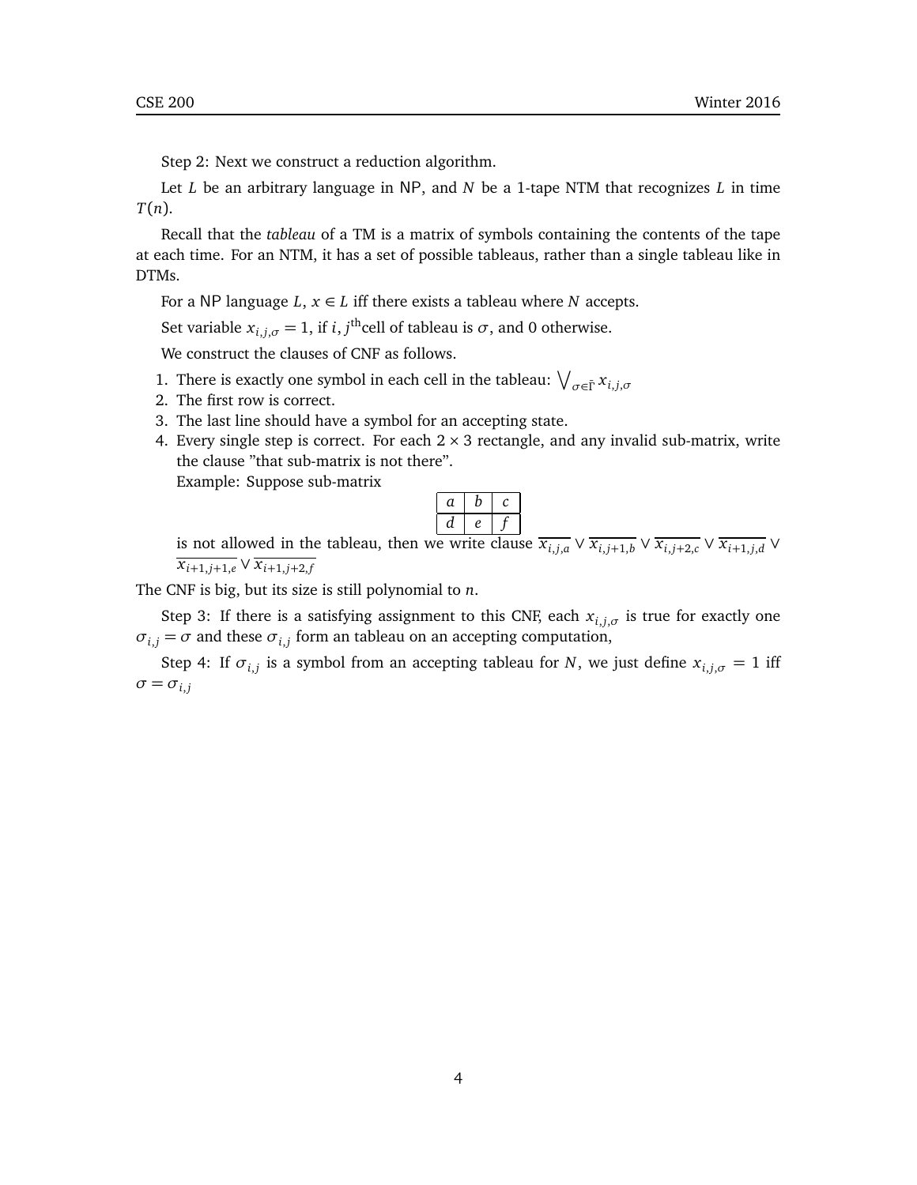Step 2: Next we construct a reduction algorithm.

Let $L$ be an arbitrary language in NP, and $N$ be a 1-tape NTM that recognizes $L$ in time $T(n)$.

Recall that the *tableau* of a TM is a matrix of symbols containing the contents of the tape at each time. For an NTM, it has a set of possible tableaus, rather than a single tableau like in DTMs.

For a NP language $L$, $x \in L$ iff there exists a tableau where $N$ accepts.

Set variable $x_{i,j,\sigma} = 1$, if $i, j^{\text{th}}$cell of tableau is $\sigma$, and 0 otherwise.

We construct the clauses of CNF as follows.

1. There is exactly one symbol in each cell in the tableau: $\bigvee_{\sigma \in \bar{\Gamma}} x_{i,j,\sigma}$
2. The first row is correct.
3. The last line should have a symbol for an accepting state.
4. Every single step is correct. For each $2 \times 3$ rectangle, and any invalid sub-matrix, write the clause "that sub-matrix is not there".
   Example: Suppose sub-matrix

   | | | |
   |---|---|---|
   | $a$ | $b$ | $c$ |
   | $d$ | $e$ | $f$ |

   is not allowed in the tableau, then we write clause $\overline{x_{i,j,a}} \vee \overline{x_{i,j+1,b}} \vee \overline{x_{i,j+2,c}} \vee \overline{x_{i+1,j,d}} \vee \overline{x_{i+1,j+1,e}} \vee \overline{x_{i+1,j+2,f}}$

The CNF is big, but its size is still polynomial to $n$.

Step 3: If there is a satisfying assignment to this CNF, each $x_{i,j,\sigma}$ is true for exactly one $\sigma_{i,j} = \sigma$ and these $\sigma_{i,j}$ form an tableau on an accepting computation,

Step 4: If $\sigma_{i,j}$ is a symbol from an accepting tableau for $N$, we just define $x_{i,j,\sigma} = 1$ iff $\sigma = \sigma_{i,j}$